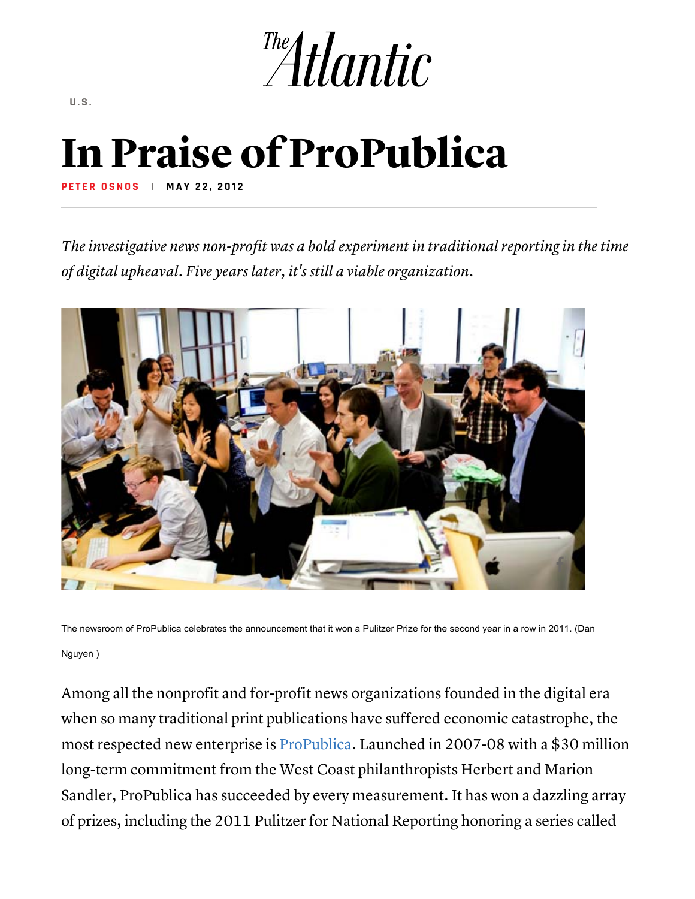U.S.

# In Praise of ProPublica

PETER OSNOS | MAY 22, 2012

*The investigative news non-profit was a bold experiment in traditional reporting in the time of digital upheaval. Five years later, it's still a viable organization.*

The newsroom of ProPublica celebrates the announcement that it won a Pulitzer Prize for the second year in a row in 2011. (Dan Nguyen )

Among all the nonprofit and for-profit news organizations founded in the digital era when so many traditional print publications have suffered economic catastrophe, the most respected new enterprise is ProPublica. Launched in 2007-08 with a $30 million long-term commitment from the West Coast philanthropists Herbert and Marion Sandler, ProPublica has succeeded by every measurement. It has won a dazzling array of prizes, including the 2011 Pulitzer for National Reporting honoring a series called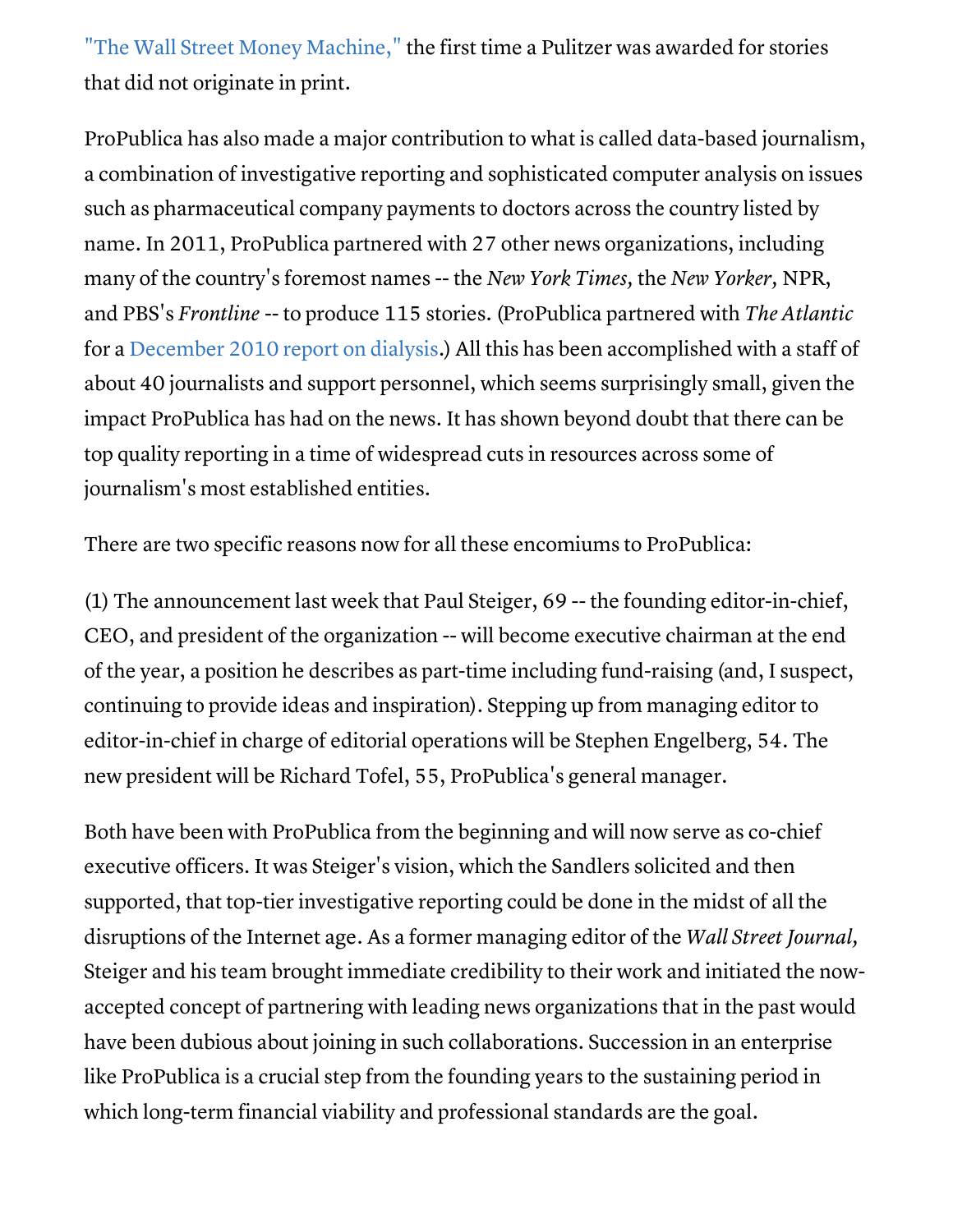"The Wall Street Money Machine," the first time a Pulitzer was awarded for stories that did not originate in print.

ProPublica has also made a major contribution to what is called data-based journalism, a combination of investigative reporting and sophisticated computer analysis on issues such as pharmaceutical company payments to doctors across the country listed by name. In 2011, ProPublica partnered with 27 other news organizations, including many of the country's foremost names -- the *New York Times,* the *New Yorker,* NPR, and PBS's *Frontline* -- to produce 115 stories. (ProPublica partnered with *The Atlantic* for a December 2010 report on dialysis.) All this has been accomplished with a staff of about 40 journalists and support personnel, which seems surprisingly small, given the impact ProPublica has had on the news. It has shown beyond doubt that there can be top quality reporting in a time of widespread cuts in resources across some of journalism's most established entities.

There are two specific reasons now for all these encomiums to ProPublica:

(1) The announcement last week that Paul Steiger, 69 -- the founding editor-in-chief, CEO, and president of the organization -- will become executive chairman at the end of the year, a position he describes as part-time including fund-raising (and, I suspect, continuing to provide ideas and inspiration). Stepping up from managing editor to editor-in-chief in charge of editorial operations will be Stephen Engelberg, 54. The new president will be Richard Tofel, 55, ProPublica's general manager.

Both have been with ProPublica from the beginning and will now serve as co-chief executive officers. It was Steiger's vision, which the Sandlers solicited and then supported, that top-tier investigative reporting could be done in the midst of all the disruptions of the Internet age. As a former managing editor of the *Wall Street Journal,* Steiger and his team brought immediate credibility to their work and initiated the now-accepted concept of partnering with leading news organizations that in the past would have been dubious about joining in such collaborations. Succession in an enterprise like ProPublica is a crucial step from the founding years to the sustaining period in which long-term financial viability and professional standards are the goal.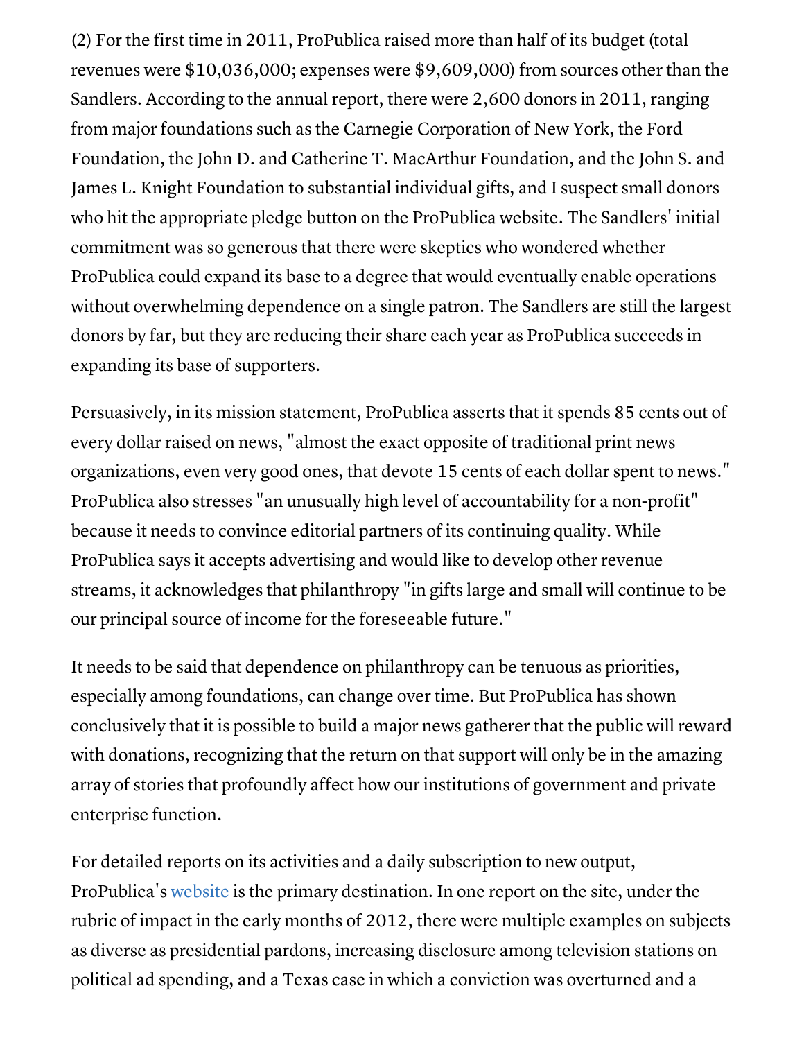(2) For the first time in 2011, ProPublica raised more than half of its budget (total revenues were $10,036,000; expenses were $9,609,000) from sources other than the Sandlers. According to the annual report, there were 2,600 donors in 2011, ranging from major foundations such as the Carnegie Corporation of New York, the Ford Foundation, the John D. and Catherine T. MacArthur Foundation, and the John S. and James L. Knight Foundation to substantial individual gifts, and I suspect small donors who hit the appropriate pledge button on the ProPublica website. The Sandlers' initial commitment was so generous that there were skeptics who wondered whether ProPublica could expand its base to a degree that would eventually enable operations without overwhelming dependence on a single patron. The Sandlers are still the largest donors by far, but they are reducing their share each year as ProPublica succeeds in expanding its base of supporters.

Persuasively, in its mission statement, ProPublica asserts that it spends 85 cents out of every dollar raised on news, "almost the exact opposite of traditional print news organizations, even very good ones, that devote 15 cents of each dollar spent to news." ProPublica also stresses "an unusually high level of accountability for a non-profit" because it needs to convince editorial partners of its continuing quality. While ProPublica says it accepts advertising and would like to develop other revenue streams, it acknowledges that philanthropy "in gifts large and small will continue to be our principal source of income for the foreseeable future."

It needs to be said that dependence on philanthropy can be tenuous as priorities, especially among foundations, can change over time. But ProPublica has shown conclusively that it is possible to build a major news gatherer that the public will reward with donations, recognizing that the return on that support will only be in the amazing array of stories that profoundly affect how our institutions of government and private enterprise function.

For detailed reports on its activities and a daily subscription to new output, ProPublica's website is the primary destination. In one report on the site, under the rubric of impact in the early months of 2012, there were multiple examples on subjects as diverse as presidential pardons, increasing disclosure among television stations on political ad spending, and a Texas case in which a conviction was overturned and a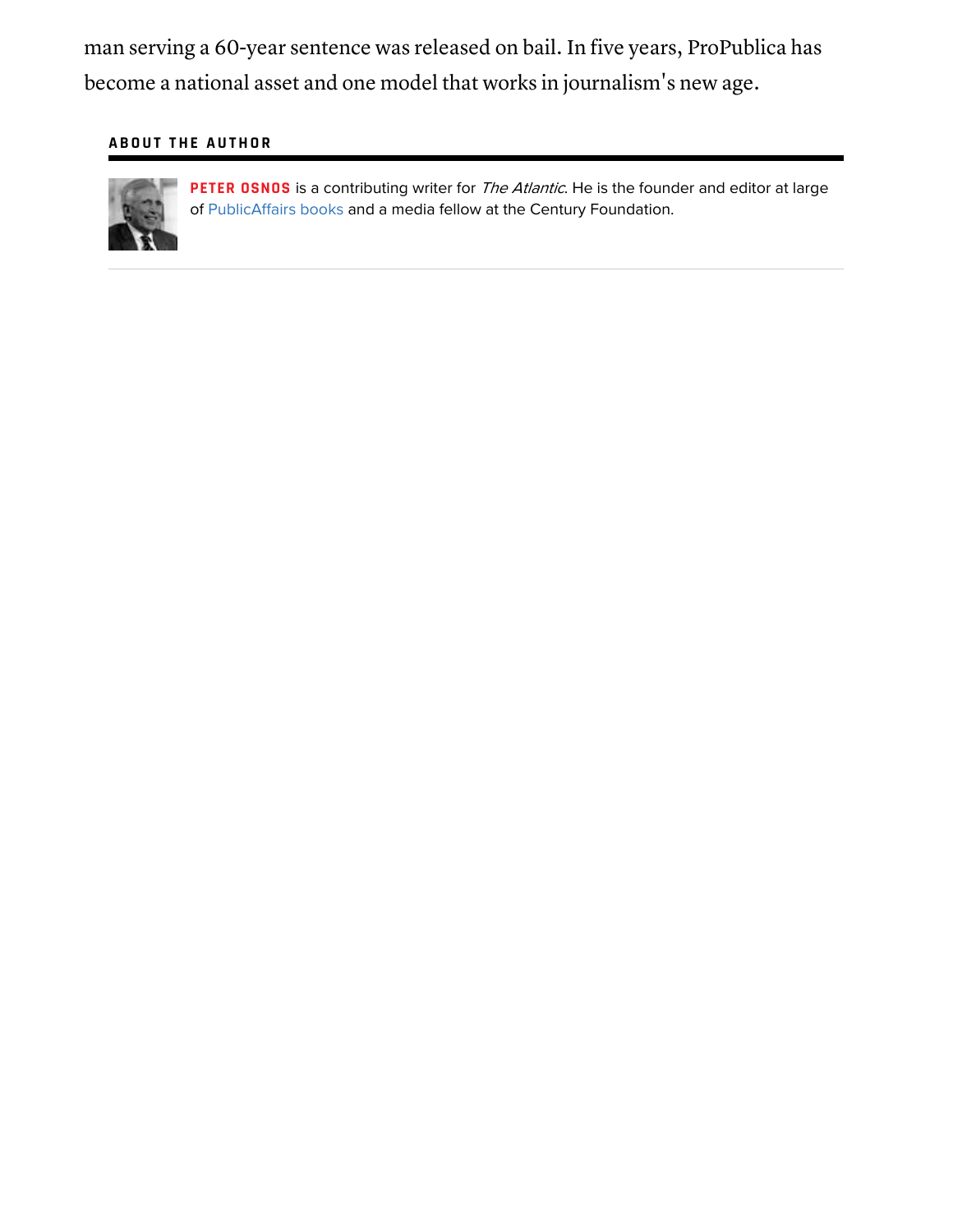man serving a 60-year sentence was released on bail. In five years, ProPublica has become a national asset and one model that works in journalism's new age.

## ABOUT THE AUTHOR

**PETER OSNOS** is a contributing writer for *The Atlantic*. He is the founder and editor at large of PublicAffairs books and a media fellow at the Century Foundation.